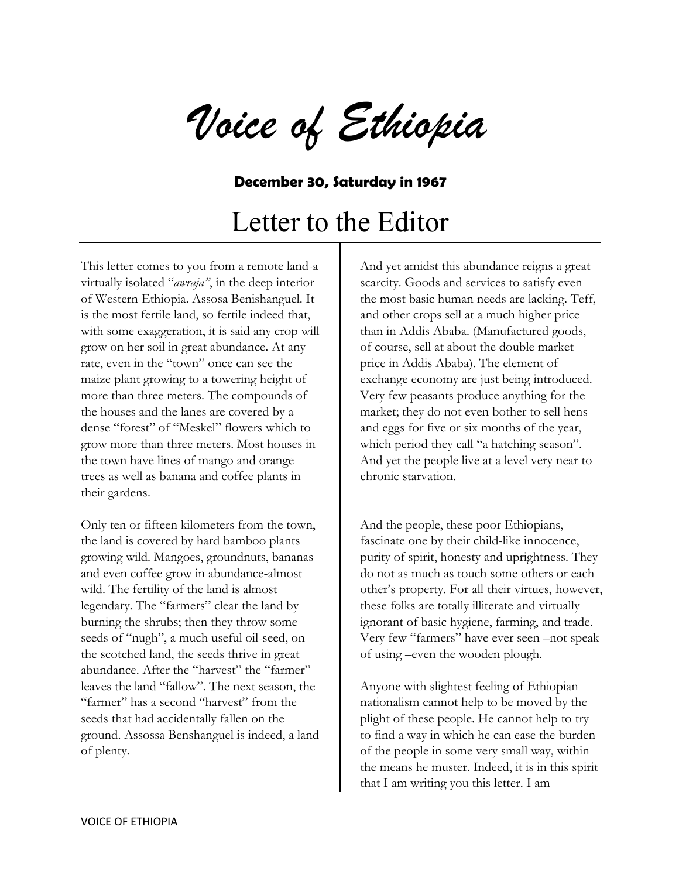# *Voice of Ethiopia*

**December 30, Saturday in 1967**

## Letter to the Editor

This letter comes to you from a remote land-a virtually isolated "*awraja"*, in the deep interior of Western Ethiopia. Assosa Benishanguel. It is the most fertile land, so fertile indeed that, with some exaggeration, it is said any crop will grow on her soil in great abundance. At any rate, even in the "town" once can see the maize plant growing to a towering height of more than three meters. The compounds of the houses and the lanes are covered by a dense "forest" of "Meskel" flowers which to grow more than three meters. Most houses in the town have lines of mango and orange trees as well as banana and coffee plants in their gardens.

Only ten or fifteen kilometers from the town, the land is covered by hard bamboo plants growing wild. Mangoes, groundnuts, bananas and even coffee grow in abundance-almost wild. The fertility of the land is almost legendary. The "farmers" clear the land by burning the shrubs; then they throw some seeds of "nugh", a much useful oil-seed, on the scotched land, the seeds thrive in great abundance. After the "harvest" the "farmer" leaves the land "fallow". The next season, the "farmer" has a second "harvest" from the seeds that had accidentally fallen on the ground. Assossa Benshanguel is indeed, a land of plenty.

And yet amidst this abundance reigns a great scarcity. Goods and services to satisfy even the most basic human needs are lacking. Teff, and other crops sell at a much higher price than in Addis Ababa. (Manufactured goods, of course, sell at about the double market price in Addis Ababa). The element of exchange economy are just being introduced. Very few peasants produce anything for the market; they do not even bother to sell hens and eggs for five or six months of the year, which period they call "a hatching season". And yet the people live at a level very near to chronic starvation.

And the people, these poor Ethiopians, fascinate one by their child-like innocence, purity of spirit, honesty and uprightness. They do not as much as touch some others or each other's property. For all their virtues, however, these folks are totally illiterate and virtually ignorant of basic hygiene, farming, and trade. Very few "farmers" have ever seen –not speak of using –even the wooden plough.

Anyone with slightest feeling of Ethiopian nationalism cannot help to be moved by the plight of these people. He cannot help to try to find a way in which he can ease the burden of the people in some very small way, within the means he muster. Indeed, it is in this spirit that I am writing you this letter. I am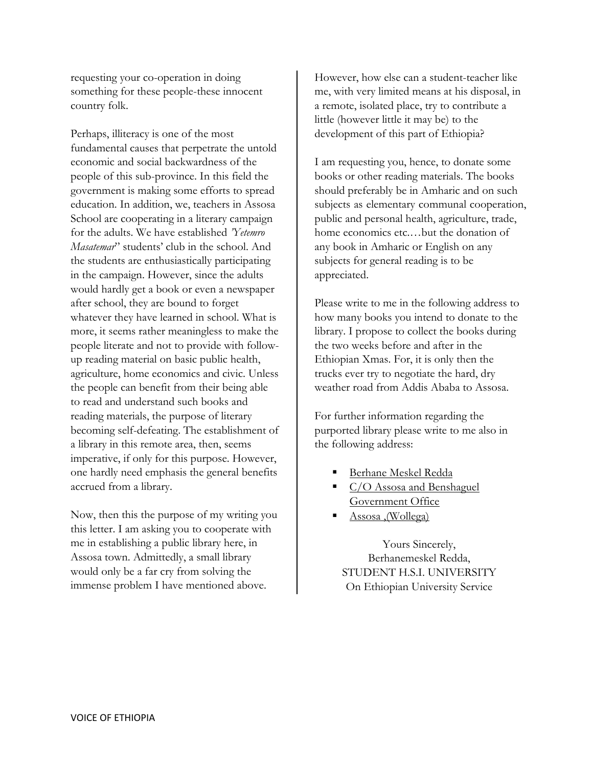requesting your co-operation in doing something for these people-these innocent country folk.

Perhaps, illiteracy is one of the most fundamental causes that perpetrate the untold economic and social backwardness of the people of this sub-province. In this field the government is making some efforts to spread education. In addition, we, teachers in Assosa School are cooperating in a literary campaign for the adults. We have established *'Yetemro Masatemar*" students' club in the school. And the students are enthusiastically participating in the campaign. However, since the adults would hardly get a book or even a newspaper after school, they are bound to forget whatever they have learned in school. What is more, it seems rather meaningless to make the people literate and not to provide with follow-up reading material on basic public health, agriculture, home economics and civic. Unless the people can benefit from their being able to read and understand such books and reading materials, the purpose of literary becoming self-defeating. The establishment of a library in this remote area, then, seems imperative, if only for this purpose. However, one hardly need emphasis the general benefits accrued from a library.

Now, then this the purpose of my writing you this letter. I am asking you to cooperate with me in establishing a public library here, in Assosa town. Admittedly, a small library would only be a far cry from solving the immense problem I have mentioned above. However, how else can a student-teacher like me, with very limited means at his disposal, in a remote, isolated place, try to contribute a little (however little it may be) to the development of this part of Ethiopia?

I am requesting you, hence, to donate some books or other reading materials. The books should preferably be in Amharic and on such subjects as elementary communal cooperation, public and personal health, agriculture, trade, home economics etc.…but the donation of any book in Amharic or English on any subjects for general reading is to be appreciated.

Please write to me in the following address to how many books you intend to donate to the library. I propose to collect the books during the two weeks before and after in the Ethiopian Xmas. For, it is only then the trucks ever try to negotiate the hard, dry weather road from Addis Ababa to Assosa.

For further information regarding the purported library please write to me also in the following address:

- Berhane Meskel Redda
- C/O Assosa and Benshaguel Government Office
- Assosa ,(Wollega)

Yours Sincerely,
Berhanemeskel Redda,
STUDENT H.S.I. UNIVERSITY
On Ethiopian University Service